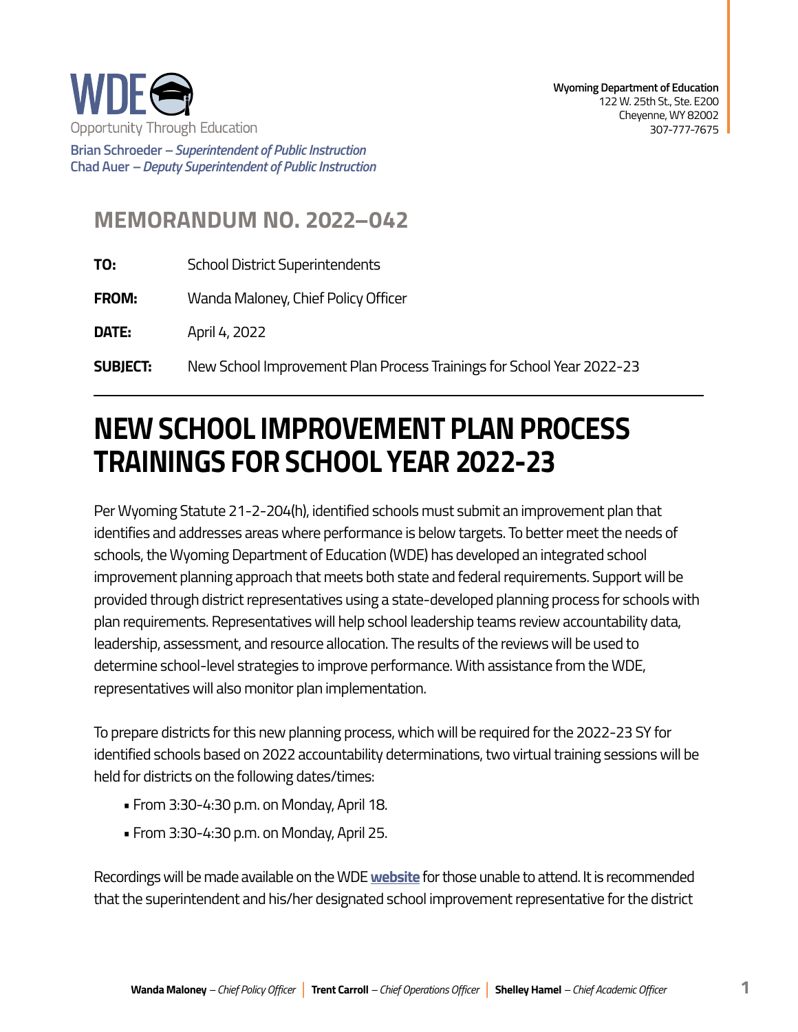WDE
Opportunity Through Education

**Brian Schroeder** – *Superintendent of Public Instruction*
**Chad Auer** – *Deputy Superintendent of Public Instruction*

**Wyoming Department of Education**
122 W. 25th St., Ste. E200
Cheyenne, WY 82002
307-777-7675

## MEMORANDUM NO. 2022–042

**TO:** School District Superintendents

**FROM:** Wanda Maloney, Chief Policy Officer

**DATE:** April 4, 2022

**SUBJECT:** New School Improvement Plan Process Trainings for School Year 2022-23

---

# NEW SCHOOL IMPROVEMENT PLAN PROCESS TRAININGS FOR SCHOOL YEAR 2022-23

Per Wyoming Statute 21-2-204(h), identified schools must submit an improvement plan that identifies and addresses areas where performance is below targets. To better meet the needs of schools, the Wyoming Department of Education (WDE) has developed an integrated school improvement planning approach that meets both state and federal requirements. Support will be provided through district representatives using a state-developed planning process for schools with plan requirements. Representatives will help school leadership teams review accountability data, leadership, assessment, and resource allocation. The results of the reviews will be used to determine school-level strategies to improve performance. With assistance from the WDE, representatives will also monitor plan implementation.

To prepare districts for this new planning process, which will be required for the 2022-23 SY for identified schools based on 2022 accountability determinations, two virtual training sessions will be held for districts on the following dates/times:

- From 3:30-4:30 p.m. on Monday, April 18.
- From 3:30-4:30 p.m. on Monday, April 25.

Recordings will be made available on the WDE **website** for those unable to attend. It is recommended that the superintendent and his/her designated school improvement representative for the district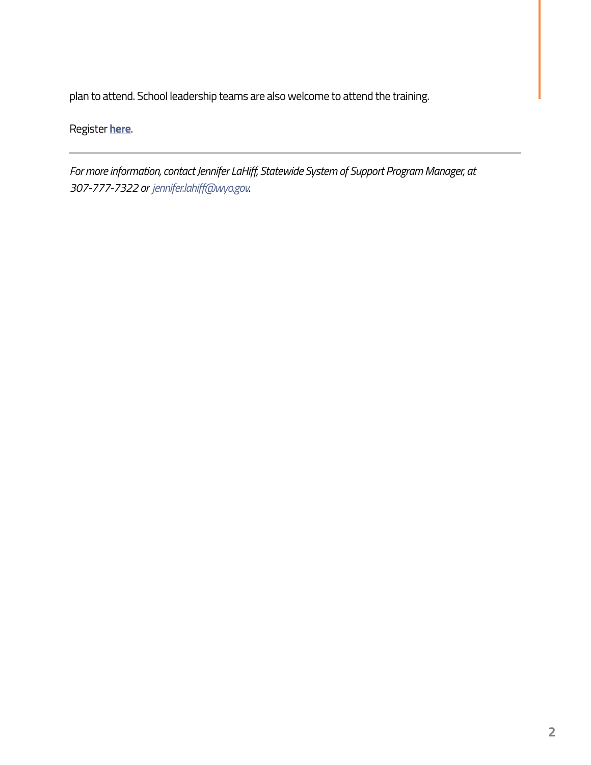plan to attend. School leadership teams are also welcome to attend the training.

Register **here**.

---

*For more information, contact Jennifer LaHiff, Statewide System of Support Program Manager, at 307-777-7322 or jennifer.lahiff@wyo.gov.*